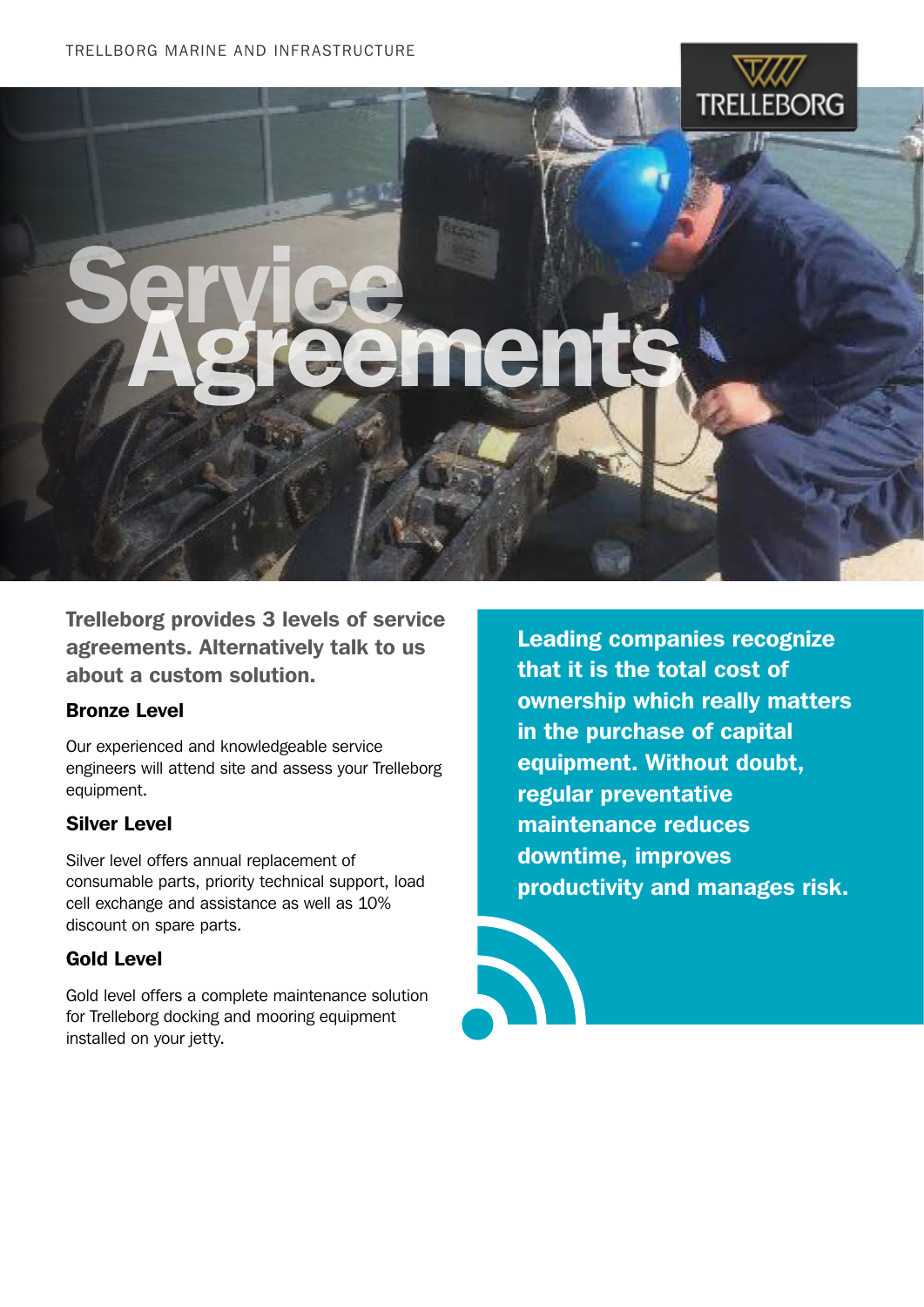TRELLEBORG MARINE AND INFRASTRUCTURE

# Service Agreements

**Trelleborg provides 3 levels of service agreements. Alternatively talk to us about a custom solution.**

### Bronze Level

Our experienced and knowledgeable service engineers will attend site and assess your Trelleborg equipment.

### Silver Level

Silver level offers annual replacement of consumable parts, priority technical support, load cell exchange and assistance as well as 10% discount on spare parts.

### Gold Level

Gold level offers a complete maintenance solution for Trelleborg docking and mooring equipment installed on your jetty.

**Leading companies recognize that it is the total cost of ownership which really matters in the purchase of capital equipment. Without doubt, regular preventative maintenance reduces downtime, improves productivity and manages risk.**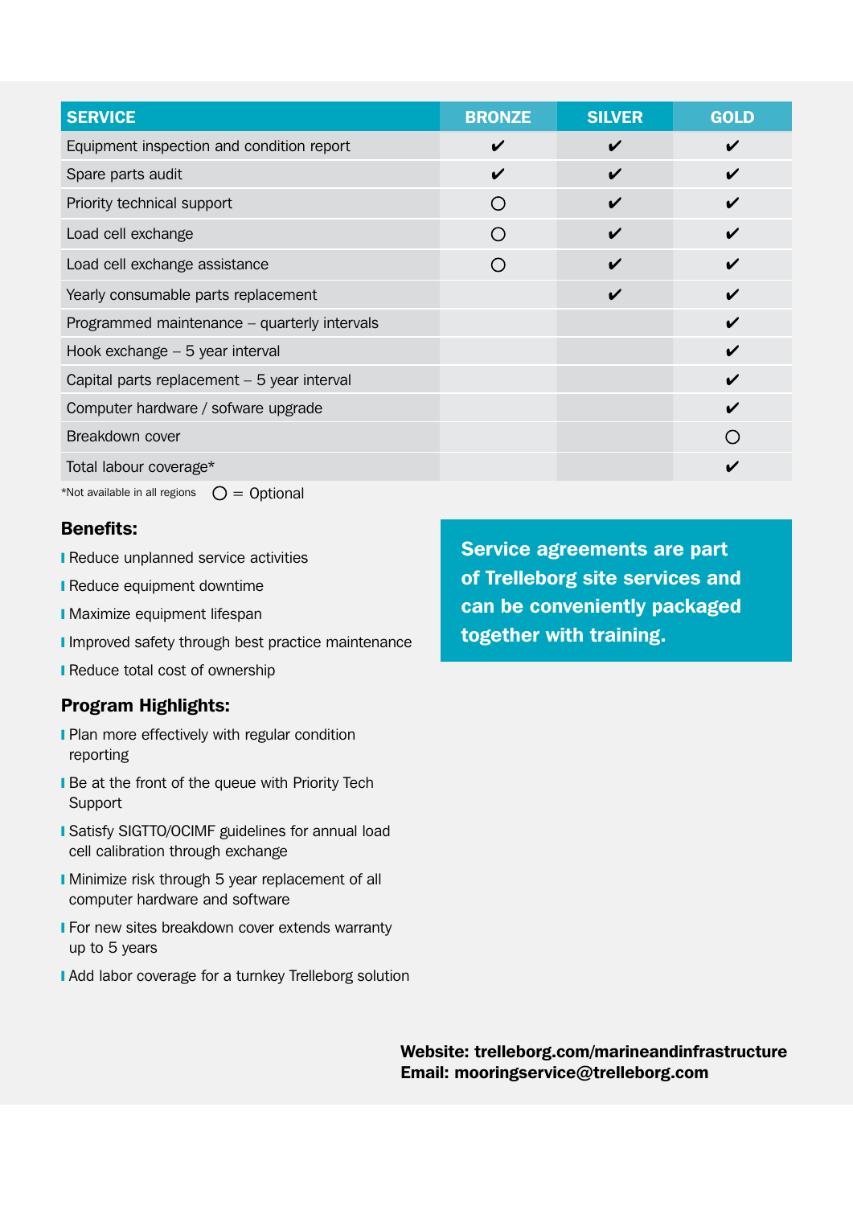| SERVICE | BRONZE | SILVER | GOLD |
|---|---|---|---|
| Equipment inspection and condition report | ✔ | ✔ | ✔ |
| Spare parts audit | ✔ | ✔ | ✔ |
| Priority technical support | ○ | ✔ | ✔ |
| Load cell exchange | ○ | ✔ | ✔ |
| Load cell exchange assistance | ○ | ✔ | ✔ |
| Yearly consumable parts replacement | | ✔ | ✔ |
| Programmed maintenance – quarterly intervals | | | ✔ |
| Hook exchange – 5 year interval | | | ✔ |
| Capital parts replacement – 5 year interval | | | ✔ |
| Computer hardware / sofware upgrade | | | ✔ |
| Breakdown cover | | | ○ |
| Total labour coverage* | | | ✔ |

*Not available in all regions ○ = Optional

## Benefits:

- Reduce unplanned service activities
- Reduce equipment downtime
- Maximize equipment lifespan
- Improved safety through best practice maintenance
- Reduce total cost of ownership

## Program Highlights:

- Plan more effectively with regular condition reporting
- Be at the front of the queue with Priority Tech Support
- Satisfy SIGTTO/OCIMF guidelines for annual load cell calibration through exchange
- Minimize risk through 5 year replacement of all computer hardware and software
- For new sites breakdown cover extends warranty up to 5 years
- Add labor coverage for a turnkey Trelleborg solution

**Service agreements are part of Trelleborg site services and can be conveniently packaged together with training.**

**Website: trelleborg.com/marineandinfrastructure**
**Email: mooringservice@trelleborg.com**